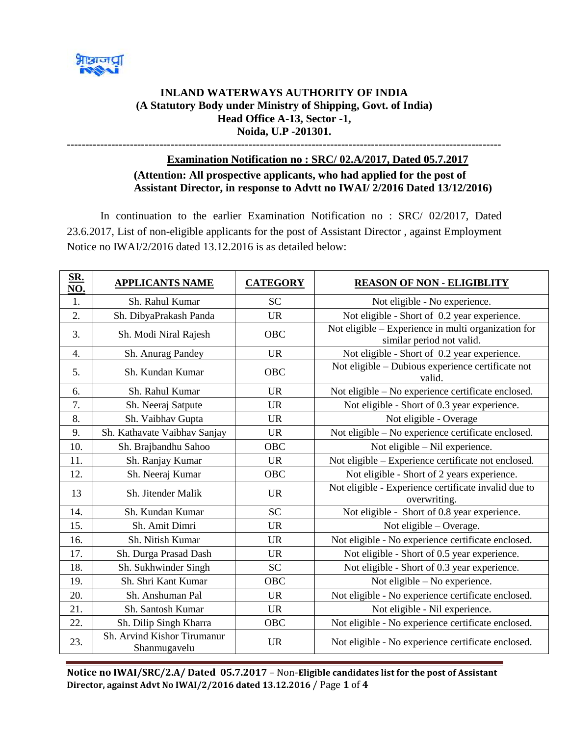**INLAND WATERWAYS AUTHORITY OF INDIA**
**(A Statutory Body under Ministry of Shipping, Govt. of India)**
**Head Office A-13, Sector -1,**
**Noida, U.P -201301.**

---

**Examination Notification no : SRC/ 02.A/2017, Dated 05.7.2017**

**(Attention: All prospective applicants, who had applied for the post of Assistant Director, in response to Advtt no IWAI/ 2/2016 Dated 13/12/2016)**

In continuation to the earlier Examination Notification no : SRC/ 02/2017, Dated 23.6.2017, List of non-eligible applicants for the post of Assistant Director , against Employment Notice no IWAI/2/2016 dated 13.12.2016 is as detailed below:

| SR. NO. | APPLICANTS NAME | CATEGORY | REASON OF NON - ELIGIBLITY |
|---|---|---|---|
| 1. | Sh. Rahul Kumar | SC | Not eligible - No experience. |
| 2. | Sh. DibyaPrakash Panda | UR | Not eligible - Short of 0.2 year experience. |
| 3. | Sh. Modi Niral Rajesh | OBC | Not eligible – Experience in multi organization for similar period not valid. |
| 4. | Sh. Anurag Pandey | UR | Not eligible - Short of 0.2 year experience. |
| 5. | Sh. Kundan Kumar | OBC | Not eligible – Dubious experience certificate not valid. |
| 6. | Sh. Rahul Kumar | UR | Not eligible – No experience certificate enclosed. |
| 7. | Sh. Neeraj Satpute | UR | Not eligible - Short of 0.3 year experience. |
| 8. | Sh. Vaibhav Gupta | UR | Not eligible - Overage |
| 9. | Sh. Kathavate Vaibhav Sanjay | UR | Not eligible – No experience certificate enclosed. |
| 10. | Sh. Brajbandhu Sahoo | OBC | Not eligible – Nil experience. |
| 11. | Sh. Ranjay Kumar | UR | Not eligible – Experience certificate not enclosed. |
| 12. | Sh. Neeraj Kumar | OBC | Not eligible - Short of 2 years experience. |
| 13 | Sh. Jitender Malik | UR | Not eligible - Experience certificate invalid due to overwriting. |
| 14. | Sh. Kundan Kumar | SC | Not eligible - Short of 0.8 year experience. |
| 15. | Sh. Amit Dimri | UR | Not eligible – Overage. |
| 16. | Sh. Nitish Kumar | UR | Not eligible - No experience certificate enclosed. |
| 17. | Sh. Durga Prasad Dash | UR | Not eligible - Short of 0.5 year experience. |
| 18. | Sh. Sukhwinder Singh | SC | Not eligible - Short of 0.3 year experience. |
| 19. | Sh. Shri Kant Kumar | OBC | Not eligible – No experience. |
| 20. | Sh. Anshuman Pal | UR | Not eligible - No experience certificate enclosed. |
| 21. | Sh. Santosh Kumar | UR | Not eligible - Nil experience. |
| 22. | Sh. Dilip Singh Kharra | OBC | Not eligible - No experience certificate enclosed. |
| 23. | Sh. Arvind Kishor Tirumanur Shanmugavelu | UR | Not eligible - No experience certificate enclosed. |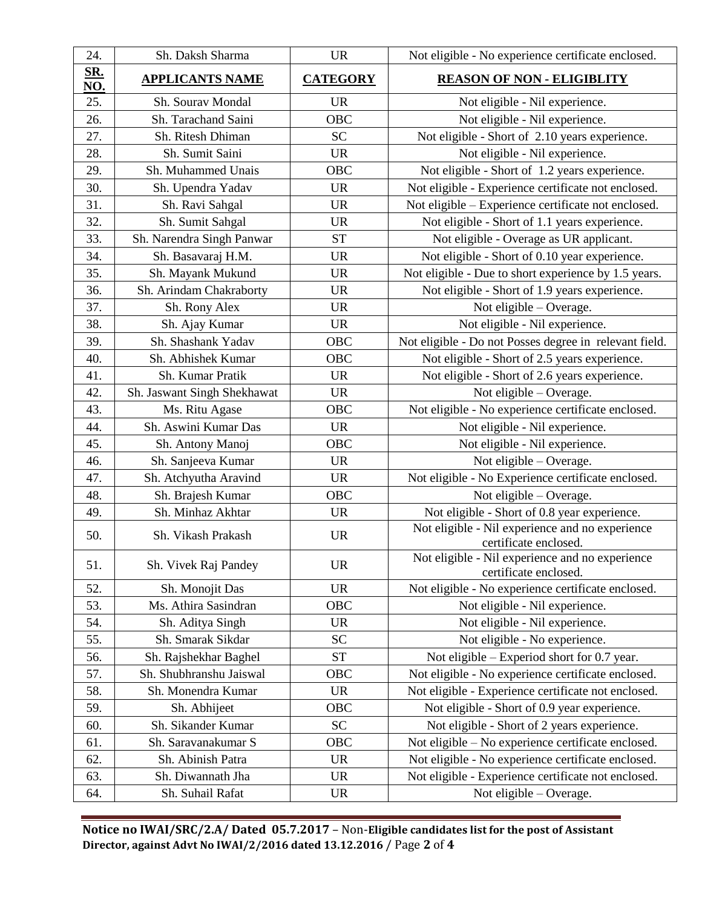| 24. | Sh. Daksh Sharma | UR | Not eligible - No experience certificate enclosed. |
|---|---|---|---|
| **SR. NO.** | **APPLICANTS NAME** | **CATEGORY** | **REASON OF NON - ELIGIBLITY** |
| 25. | Sh. Sourav Mondal | UR | Not eligible - Nil experience. |
| 26. | Sh. Tarachand Saini | OBC | Not eligible - Nil experience. |
| 27. | Sh. Ritesh Dhiman | SC | Not eligible - Short of 2.10 years experience. |
| 28. | Sh. Sumit Saini | UR | Not eligible - Nil experience. |
| 29. | Sh. Muhammed Unais | OBC | Not eligible - Short of 1.2 years experience. |
| 30. | Sh. Upendra Yadav | UR | Not eligible - Experience certificate not enclosed. |
| 31. | Sh. Ravi Sahgal | UR | Not eligible – Experience certificate not enclosed. |
| 32. | Sh. Sumit Sahgal | UR | Not eligible - Short of 1.1 years experience. |
| 33. | Sh. Narendra Singh Panwar | ST | Not eligible - Overage as UR applicant. |
| 34. | Sh. Basavaraj H.M. | UR | Not eligible - Short of 0.10 year experience. |
| 35. | Sh. Mayank Mukund | UR | Not eligible - Due to short experience by 1.5 years. |
| 36. | Sh. Arindam Chakraborty | UR | Not eligible - Short of 1.9 years experience. |
| 37. | Sh. Rony Alex | UR | Not eligible – Overage. |
| 38. | Sh. Ajay Kumar | UR | Not eligible - Nil experience. |
| 39. | Sh. Shashank Yadav | OBC | Not eligible - Do not Posses degree in relevant field. |
| 40. | Sh. Abhishek Kumar | OBC | Not eligible - Short of 2.5 years experience. |
| 41. | Sh. Kumar Pratik | UR | Not eligible - Short of 2.6 years experience. |
| 42. | Sh. Jaswant Singh Shekhawat | UR | Not eligible – Overage. |
| 43. | Ms. Ritu Agase | OBC | Not eligible - No experience certificate enclosed. |
| 44. | Sh. Aswini Kumar Das | UR | Not eligible - Nil experience. |
| 45. | Sh. Antony Manoj | OBC | Not eligible - Nil experience. |
| 46. | Sh. Sanjeeva Kumar | UR | Not eligible – Overage. |
| 47. | Sh. Atchyutha Aravind | UR | Not eligible - No Experience certificate enclosed. |
| 48. | Sh. Brajesh Kumar | OBC | Not eligible – Overage. |
| 49. | Sh. Minhaz Akhtar | UR | Not eligible - Short of 0.8 year experience. |
| 50. | Sh. Vikash Prakash | UR | Not eligible - Nil experience and no experience certificate enclosed. |
| 51. | Sh. Vivek Raj Pandey | UR | Not eligible - Nil experience and no experience certificate enclosed. |
| 52. | Sh. Monojit Das | UR | Not eligible - No experience certificate enclosed. |
| 53. | Ms. Athira Sasindran | OBC | Not eligible - Nil experience. |
| 54. | Sh. Aditya Singh | UR | Not eligible - Nil experience. |
| 55. | Sh. Smarak Sikdar | SC | Not eligible - No experience. |
| 56. | Sh. Rajshekhar Baghel | ST | Not eligible – Experiod short for 0.7 year. |
| 57. | Sh. Shubhranshu Jaiswal | OBC | Not eligible - No experience certificate enclosed. |
| 58. | Sh. Monendra Kumar | UR | Not eligible - Experience certificate not enclosed. |
| 59. | Sh. Abhijeet | OBC | Not eligible - Short of 0.9 year experience. |
| 60. | Sh. Sikander Kumar | SC | Not eligible - Short of 2 years experience. |
| 61. | Sh. Saravanakumar S | OBC | Not eligible – No experience certificate enclosed. |
| 62. | Sh. Abinish Patra | UR | Not eligible - No experience certificate enclosed. |
| 63. | Sh. Diwannath Jha | UR | Not eligible - Experience certificate not enclosed. |
| 64. | Sh. Suhail Rafat | UR | Not eligible – Overage. |

**Notice no IWAI/SRC/2.A/ Dated 05.7.2017** – Non-**Eligible candidates list for the post of Assistant Director, against Advt No IWAI/2/2016 dated 13.12.2016**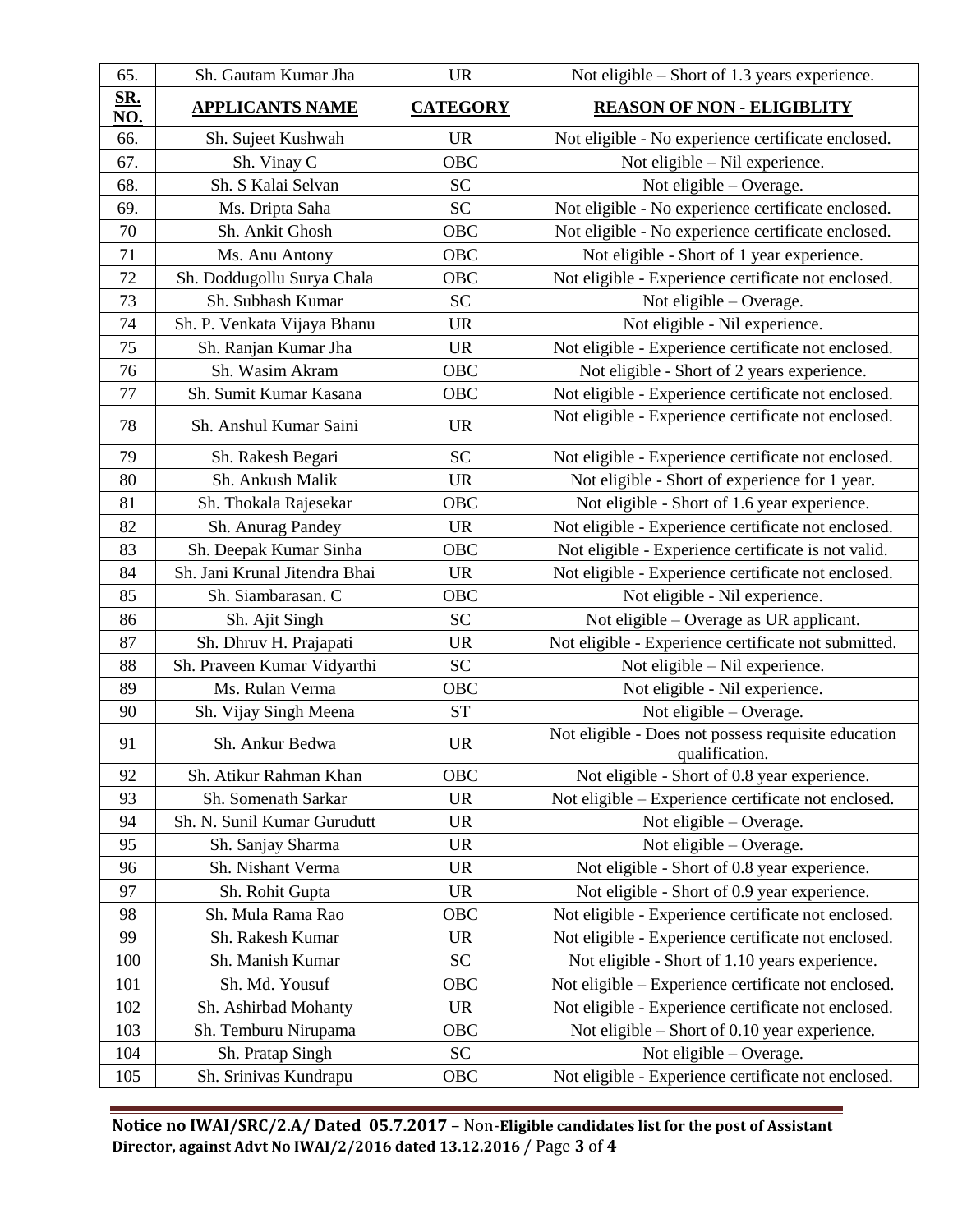| 65. | Sh. Gautam Kumar Jha | UR | Not eligible – Short of 1.3 years experience. |
|---|---|---|---|
| **SR. NO.** | **APPLICANTS NAME** | **CATEGORY** | **REASON OF NON - ELIGIBLITY** |
| 66. | Sh. Sujeet Kushwah | UR | Not eligible - No experience certificate enclosed. |
| 67. | Sh. Vinay C | OBC | Not eligible – Nil experience. |
| 68. | Sh. S Kalai Selvan | SC | Not eligible – Overage. |
| 69. | Ms. Dripta Saha | SC | Not eligible - No experience certificate enclosed. |
| 70 | Sh. Ankit Ghosh | OBC | Not eligible - No experience certificate enclosed. |
| 71 | Ms. Anu Antony | OBC | Not eligible - Short of 1 year experience. |
| 72 | Sh. Doddugollu Surya Chala | OBC | Not eligible - Experience certificate not enclosed. |
| 73 | Sh. Subhash Kumar | SC | Not eligible – Overage. |
| 74 | Sh. P. Venkata Vijaya Bhanu | UR | Not eligible - Nil experience. |
| 75 | Sh. Ranjan Kumar Jha | UR | Not eligible - Experience certificate not enclosed. |
| 76 | Sh. Wasim Akram | OBC | Not eligible - Short of 2 years experience. |
| 77 | Sh. Sumit Kumar Kasana | OBC | Not eligible - Experience certificate not enclosed. |
| 78 | Sh. Anshul Kumar Saini | UR | Not eligible - Experience certificate not enclosed. |
| 79 | Sh. Rakesh Begari | SC | Not eligible - Experience certificate not enclosed. |
| 80 | Sh. Ankush Malik | UR | Not eligible - Short of experience for 1 year. |
| 81 | Sh. Thokala Rajesekar | OBC | Not eligible - Short of 1.6 year experience. |
| 82 | Sh. Anurag Pandey | UR | Not eligible - Experience certificate not enclosed. |
| 83 | Sh. Deepak Kumar Sinha | OBC | Not eligible - Experience certificate is not valid. |
| 84 | Sh. Jani Krunal Jitendra Bhai | UR | Not eligible - Experience certificate not enclosed. |
| 85 | Sh. Siambarasan. C | OBC | Not eligible - Nil experience. |
| 86 | Sh. Ajit Singh | SC | Not eligible – Overage as UR applicant. |
| 87 | Sh. Dhruv H. Prajapati | UR | Not eligible - Experience certificate not submitted. |
| 88 | Sh. Praveen Kumar Vidyarthi | SC | Not eligible – Nil experience. |
| 89 | Ms. Rulan Verma | OBC | Not eligible - Nil experience. |
| 90 | Sh. Vijay Singh Meena | ST | Not eligible – Overage. |
| 91 | Sh. Ankur Bedwa | UR | Not eligible - Does not possess requisite education qualification. |
| 92 | Sh. Atikur Rahman Khan | OBC | Not eligible - Short of 0.8 year experience. |
| 93 | Sh. Somenath Sarkar | UR | Not eligible – Experience certificate not enclosed. |
| 94 | Sh. N. Sunil Kumar Gurudutt | UR | Not eligible – Overage. |
| 95 | Sh. Sanjay Sharma | UR | Not eligible – Overage. |
| 96 | Sh. Nishant Verma | UR | Not eligible - Short of 0.8 year experience. |
| 97 | Sh. Rohit Gupta | UR | Not eligible - Short of 0.9 year experience. |
| 98 | Sh. Mula Rama Rao | OBC | Not eligible - Experience certificate not enclosed. |
| 99 | Sh. Rakesh Kumar | UR | Not eligible - Experience certificate not enclosed. |
| 100 | Sh. Manish Kumar | SC | Not eligible - Short of 1.10 years experience. |
| 101 | Sh. Md. Yousuf | OBC | Not eligible – Experience certificate not enclosed. |
| 102 | Sh. Ashirbad Mohanty | UR | Not eligible - Experience certificate not enclosed. |
| 103 | Sh. Temburu Nirupama | OBC | Not eligible – Short of 0.10 year experience. |
| 104 | Sh. Pratap Singh | SC | Not eligible – Overage. |
| 105 | Sh. Srinivas Kundrapu | OBC | Not eligible - Experience certificate not enclosed. |

**Notice no IWAI/SRC/2.A/ Dated 05.7.2017** – Non-**Eligible candidates list for the post of Assistant Director, against Advt No IWAI/2/2016 dated 13.12.2016**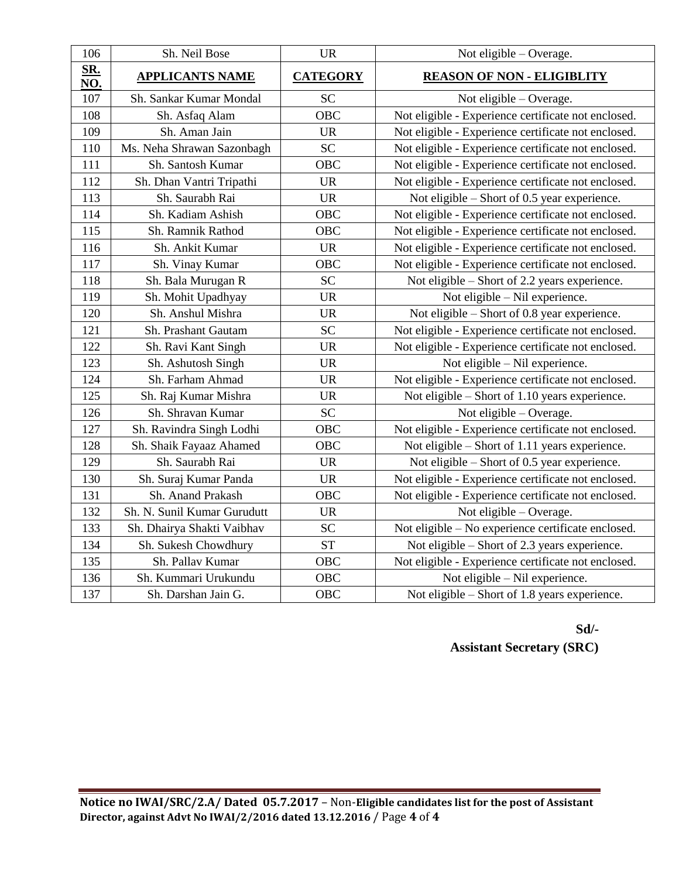| SR. NO. | APPLICANTS NAME | CATEGORY | REASON OF NON - ELIGIBLITY |
|---|---|---|---|
| 106 | Sh. Neil Bose | UR | Not eligible – Overage. |
| 107 | Sh. Sankar Kumar Mondal | SC | Not eligible – Overage. |
| 108 | Sh. Asfaq Alam | OBC | Not eligible - Experience certificate not enclosed. |
| 109 | Sh. Aman Jain | UR | Not eligible - Experience certificate not enclosed. |
| 110 | Ms. Neha Shrawan Sazonbagh | SC | Not eligible - Experience certificate not enclosed. |
| 111 | Sh. Santosh Kumar | OBC | Not eligible - Experience certificate not enclosed. |
| 112 | Sh. Dhan Vantri Tripathi | UR | Not eligible - Experience certificate not enclosed. |
| 113 | Sh. Saurabh Rai | UR | Not eligible – Short of 0.5 year experience. |
| 114 | Sh. Kadiam Ashish | OBC | Not eligible - Experience certificate not enclosed. |
| 115 | Sh. Ramnik Rathod | OBC | Not eligible - Experience certificate not enclosed. |
| 116 | Sh. Ankit Kumar | UR | Not eligible - Experience certificate not enclosed. |
| 117 | Sh. Vinay Kumar | OBC | Not eligible - Experience certificate not enclosed. |
| 118 | Sh. Bala Murugan R | SC | Not eligible – Short of 2.2 years experience. |
| 119 | Sh. Mohit Upadhyay | UR | Not eligible – Nil experience. |
| 120 | Sh. Anshul Mishra | UR | Not eligible – Short of 0.8 year experience. |
| 121 | Sh. Prashant Gautam | SC | Not eligible - Experience certificate not enclosed. |
| 122 | Sh. Ravi Kant Singh | UR | Not eligible - Experience certificate not enclosed. |
| 123 | Sh. Ashutosh Singh | UR | Not eligible – Nil experience. |
| 124 | Sh. Farham Ahmad | UR | Not eligible - Experience certificate not enclosed. |
| 125 | Sh. Raj Kumar Mishra | UR | Not eligible – Short of 1.10 years experience. |
| 126 | Sh. Shravan Kumar | SC | Not eligible – Overage. |
| 127 | Sh. Ravindra Singh Lodhi | OBC | Not eligible - Experience certificate not enclosed. |
| 128 | Sh. Shaik Fayaaz Ahamed | OBC | Not eligible – Short of 1.11 years experience. |
| 129 | Sh. Saurabh Rai | UR | Not eligible – Short of 0.5 year experience. |
| 130 | Sh. Suraj Kumar Panda | UR | Not eligible - Experience certificate not enclosed. |
| 131 | Sh. Anand Prakash | OBC | Not eligible - Experience certificate not enclosed. |
| 132 | Sh. N. Sunil Kumar Gurudutt | UR | Not eligible – Overage. |
| 133 | Sh. Dhairya Shakti Vaibhav | SC | Not eligible – No experience certificate enclosed. |
| 134 | Sh. Sukesh Chowdhury | ST | Not eligible – Short of 2.3 years experience. |
| 135 | Sh. Pallav Kumar | OBC | Not eligible - Experience certificate not enclosed. |
| 136 | Sh. Kummari Urukundu | OBC | Not eligible – Nil experience. |
| 137 | Sh. Darshan Jain G. | OBC | Not eligible – Short of 1.8 years experience. |

**Sd/-**

**Assistant Secretary (SRC)**

**Notice no IWAI/SRC/2.A/ Dated 05.7.2017** – Non-**Eligible candidates list for the post of Assistant Director, against Advt No IWAI/2/2016 dated 13.12.2016**